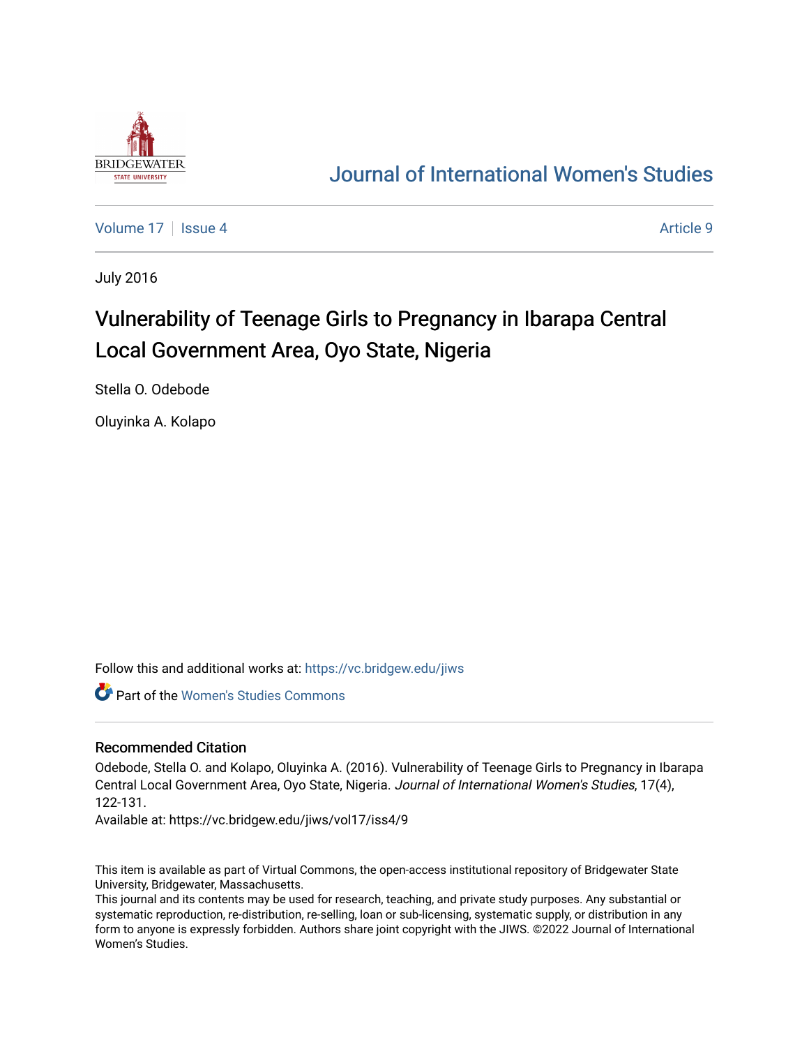Journal of International Women's Studies

Volume 17 | Issue 4 | Article 9

July 2016

# Vulnerability of Teenage Girls to Pregnancy in Ibarapa Central Local Government Area, Oyo State, Nigeria

Stella O. Odebode

Oluyinka A. Kolapo

Follow this and additional works at: https://vc.bridgew.edu/jiws

Part of the Women's Studies Commons

## Recommended Citation

Odebode, Stella O. and Kolapo, Oluyinka A. (2016). Vulnerability of Teenage Girls to Pregnancy in Ibarapa Central Local Government Area, Oyo State, Nigeria. *Journal of International Women's Studies*, 17(4), 122-131.

Available at: https://vc.bridgew.edu/jiws/vol17/iss4/9

This item is available as part of Virtual Commons, the open-access institutional repository of Bridgewater State University, Bridgewater, Massachusetts.

This journal and its contents may be used for research, teaching, and private study purposes. Any substantial or systematic reproduction, re-distribution, re-selling, loan or sub-licensing, systematic supply, or distribution in any form to anyone is expressly forbidden. Authors share joint copyright with the JIWS. ©2022 Journal of International Women's Studies.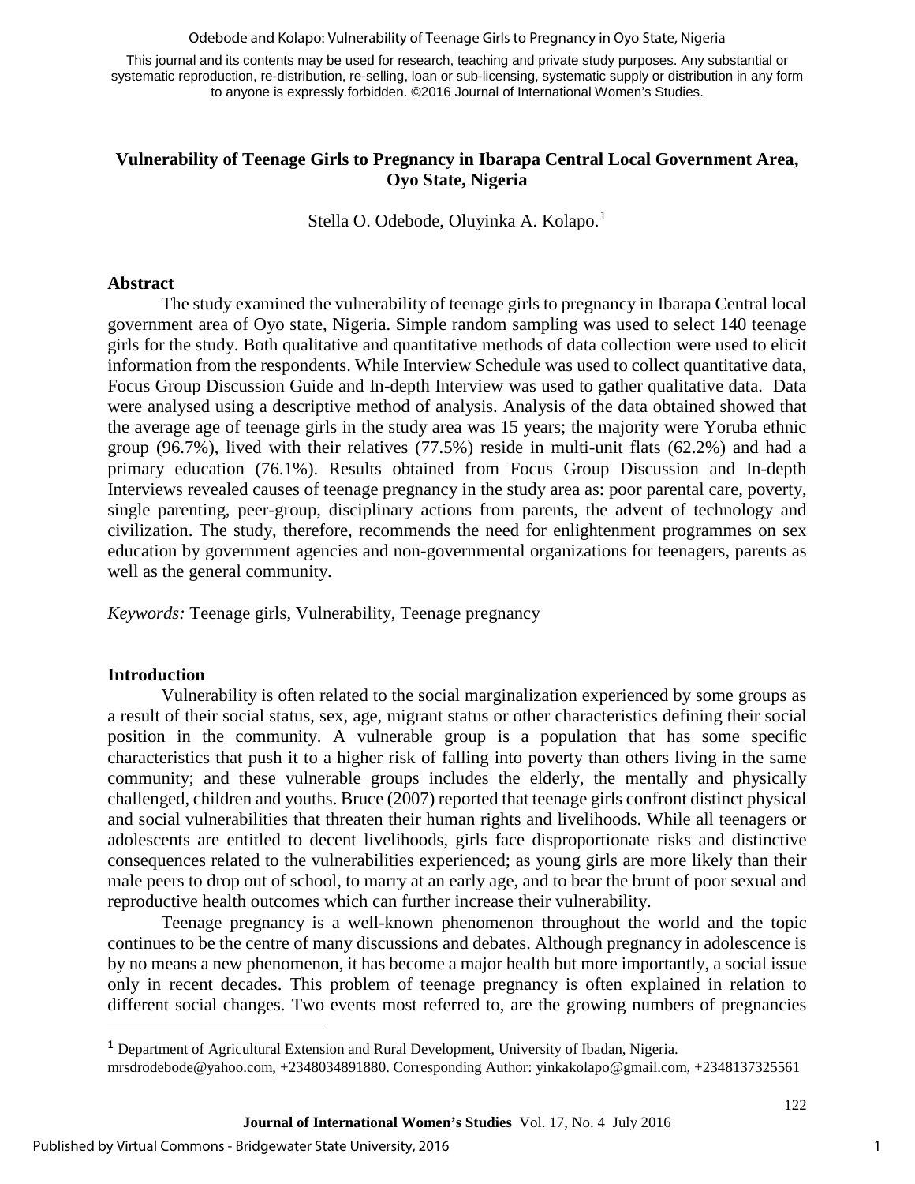This journal and its contents may be used for research, teaching and private study purposes. Any substantial or systematic reproduction, re-distribution, re-selling, loan or sub-licensing, systematic supply or distribution in any form to anyone is expressly forbidden. ©2016 Journal of International Women's Studies.

# Vulnerability of Teenage Girls to Pregnancy in Ibarapa Central Local Government Area, Oyo State, Nigeria

Stella O. Odebode, Oluyinka A. Kolapo.[1]

## Abstract

The study examined the vulnerability of teenage girls to pregnancy in Ibarapa Central local government area of Oyo state, Nigeria. Simple random sampling was used to select 140 teenage girls for the study. Both qualitative and quantitative methods of data collection were used to elicit information from the respondents. While Interview Schedule was used to collect quantitative data, Focus Group Discussion Guide and In-depth Interview was used to gather qualitative data. Data were analysed using a descriptive method of analysis. Analysis of the data obtained showed that the average age of teenage girls in the study area was 15 years; the majority were Yoruba ethnic group (96.7%), lived with their relatives (77.5%) reside in multi-unit flats (62.2%) and had a primary education (76.1%). Results obtained from Focus Group Discussion and In-depth Interviews revealed causes of teenage pregnancy in the study area as: poor parental care, poverty, single parenting, peer-group, disciplinary actions from parents, the advent of technology and civilization. The study, therefore, recommends the need for enlightenment programmes on sex education by government agencies and non-governmental organizations for teenagers, parents as well as the general community.

*Keywords:* Teenage girls, Vulnerability, Teenage pregnancy

## Introduction

Vulnerability is often related to the social marginalization experienced by some groups as a result of their social status, sex, age, migrant status or other characteristics defining their social position in the community. A vulnerable group is a population that has some specific characteristics that push it to a higher risk of falling into poverty than others living in the same community; and these vulnerable groups includes the elderly, the mentally and physically challenged, children and youths. Bruce (2007) reported that teenage girls confront distinct physical and social vulnerabilities that threaten their human rights and livelihoods. While all teenagers or adolescents are entitled to decent livelihoods, girls face disproportionate risks and distinctive consequences related to the vulnerabilities experienced; as young girls are more likely than their male peers to drop out of school, to marry at an early age, and to bear the brunt of poor sexual and reproductive health outcomes which can further increase their vulnerability.

Teenage pregnancy is a well-known phenomenon throughout the world and the topic continues to be the centre of many discussions and debates. Although pregnancy in adolescence is by no means a new phenomenon, it has become a major health but more importantly, a social issue only in recent decades. This problem of teenage pregnancy is often explained in relation to different social changes. Two events most referred to, are the growing numbers of pregnancies

---

[1] Department of Agricultural Extension and Rural Development, University of Ibadan, Nigeria. mrsdrodebode@yahoo.com, +2348034891880. Corresponding Author: yinkakolapo@gmail.com, +2348137325561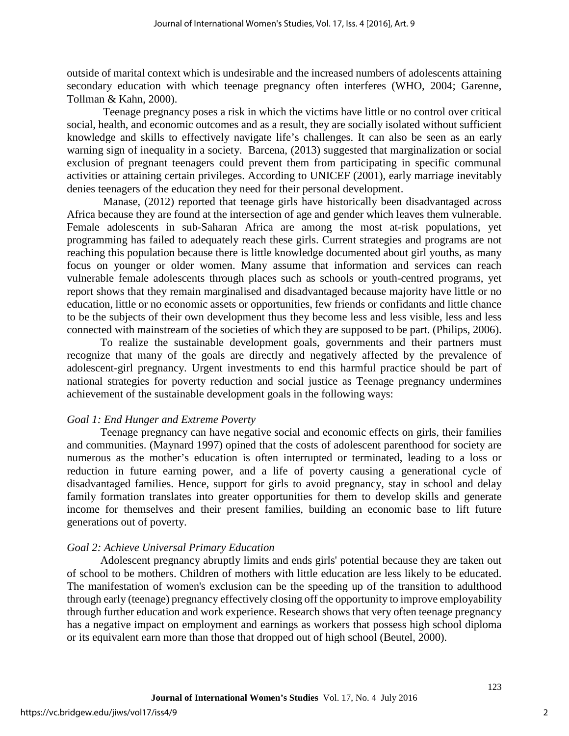outside of marital context which is undesirable and the increased numbers of adolescents attaining secondary education with which teenage pregnancy often interferes (WHO, 2004; Garenne, Tollman & Kahn, 2000).

Teenage pregnancy poses a risk in which the victims have little or no control over critical social, health, and economic outcomes and as a result, they are socially isolated without sufficient knowledge and skills to effectively navigate life's challenges. It can also be seen as an early warning sign of inequality in a society. Barcena, (2013) suggested that marginalization or social exclusion of pregnant teenagers could prevent them from participating in specific communal activities or attaining certain privileges. According to UNICEF (2001), early marriage inevitably denies teenagers of the education they need for their personal development.

Manase, (2012) reported that teenage girls have historically been disadvantaged across Africa because they are found at the intersection of age and gender which leaves them vulnerable. Female adolescents in sub-Saharan Africa are among the most at-risk populations, yet programming has failed to adequately reach these girls. Current strategies and programs are not reaching this population because there is little knowledge documented about girl youths, as many focus on younger or older women. Many assume that information and services can reach vulnerable female adolescents through places such as schools or youth-centred programs, yet report shows that they remain marginalised and disadvantaged because majority have little or no education, little or no economic assets or opportunities, few friends or confidants and little chance to be the subjects of their own development thus they become less and less visible, less and less connected with mainstream of the societies of which they are supposed to be part. (Philips, 2006).

To realize the sustainable development goals, governments and their partners must recognize that many of the goals are directly and negatively affected by the prevalence of adolescent-girl pregnancy. Urgent investments to end this harmful practice should be part of national strategies for poverty reduction and social justice as Teenage pregnancy undermines achievement of the sustainable development goals in the following ways:

*Goal 1: End Hunger and Extreme Poverty*

Teenage pregnancy can have negative social and economic effects on girls, their families and communities. (Maynard 1997) opined that the costs of adolescent parenthood for society are numerous as the mother's education is often interrupted or terminated, leading to a loss or reduction in future earning power, and a life of poverty causing a generational cycle of disadvantaged families. Hence, support for girls to avoid pregnancy, stay in school and delay family formation translates into greater opportunities for them to develop skills and generate income for themselves and their present families, building an economic base to lift future generations out of poverty.

*Goal 2: Achieve Universal Primary Education*

Adolescent pregnancy abruptly limits and ends girls' potential because they are taken out of school to be mothers. Children of mothers with little education are less likely to be educated. The manifestation of women's exclusion can be the speeding up of the transition to adulthood through early (teenage) pregnancy effectively closing off the opportunity to improve employability through further education and work experience. Research shows that very often teenage pregnancy has a negative impact on employment and earnings as workers that possess high school diploma or its equivalent earn more than those that dropped out of high school (Beutel, 2000).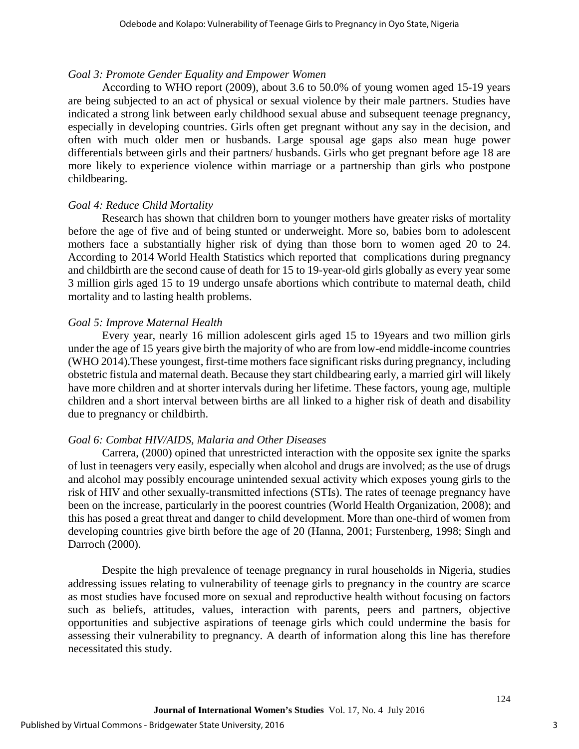*Goal 3: Promote Gender Equality and Empower Women*

According to WHO report (2009), about 3.6 to 50.0% of young women aged 15-19 years are being subjected to an act of physical or sexual violence by their male partners. Studies have indicated a strong link between early childhood sexual abuse and subsequent teenage pregnancy, especially in developing countries. Girls often get pregnant without any say in the decision, and often with much older men or husbands. Large spousal age gaps also mean huge power differentials between girls and their partners/ husbands. Girls who get pregnant before age 18 are more likely to experience violence within marriage or a partnership than girls who postpone childbearing.

*Goal 4: Reduce Child Mortality*

Research has shown that children born to younger mothers have greater risks of mortality before the age of five and of being stunted or underweight. More so, babies born to adolescent mothers face a substantially higher risk of dying than those born to women aged 20 to 24. According to 2014 World Health Statistics which reported that complications during pregnancy and childbirth are the second cause of death for 15 to 19-year-old girls globally as every year some 3 million girls aged 15 to 19 undergo unsafe abortions which contribute to maternal death, child mortality and to lasting health problems.

*Goal 5: Improve Maternal Health*

Every year, nearly 16 million adolescent girls aged 15 to 19years and two million girls under the age of 15 years give birth the majority of who are from low-end middle-income countries (WHO 2014).These youngest, first-time mothers face significant risks during pregnancy, including obstetric fistula and maternal death. Because they start childbearing early, a married girl will likely have more children and at shorter intervals during her lifetime. These factors, young age, multiple children and a short interval between births are all linked to a higher risk of death and disability due to pregnancy or childbirth.

*Goal 6: Combat HIV/AIDS, Malaria and Other Diseases*

Carrera, (2000) opined that unrestricted interaction with the opposite sex ignite the sparks of lust in teenagers very easily, especially when alcohol and drugs are involved; as the use of drugs and alcohol may possibly encourage unintended sexual activity which exposes young girls to the risk of HIV and other sexually-transmitted infections (STIs). The rates of teenage pregnancy have been on the increase, particularly in the poorest countries (World Health Organization, 2008); and this has posed a great threat and danger to child development. More than one-third of women from developing countries give birth before the age of 20 (Hanna, 2001; Furstenberg, 1998; Singh and Darroch (2000).

Despite the high prevalence of teenage pregnancy in rural households in Nigeria, studies addressing issues relating to vulnerability of teenage girls to pregnancy in the country are scarce as most studies have focused more on sexual and reproductive health without focusing on factors such as beliefs, attitudes, values, interaction with parents, peers and partners, objective opportunities and subjective aspirations of teenage girls which could undermine the basis for assessing their vulnerability to pregnancy. A dearth of information along this line has therefore necessitated this study.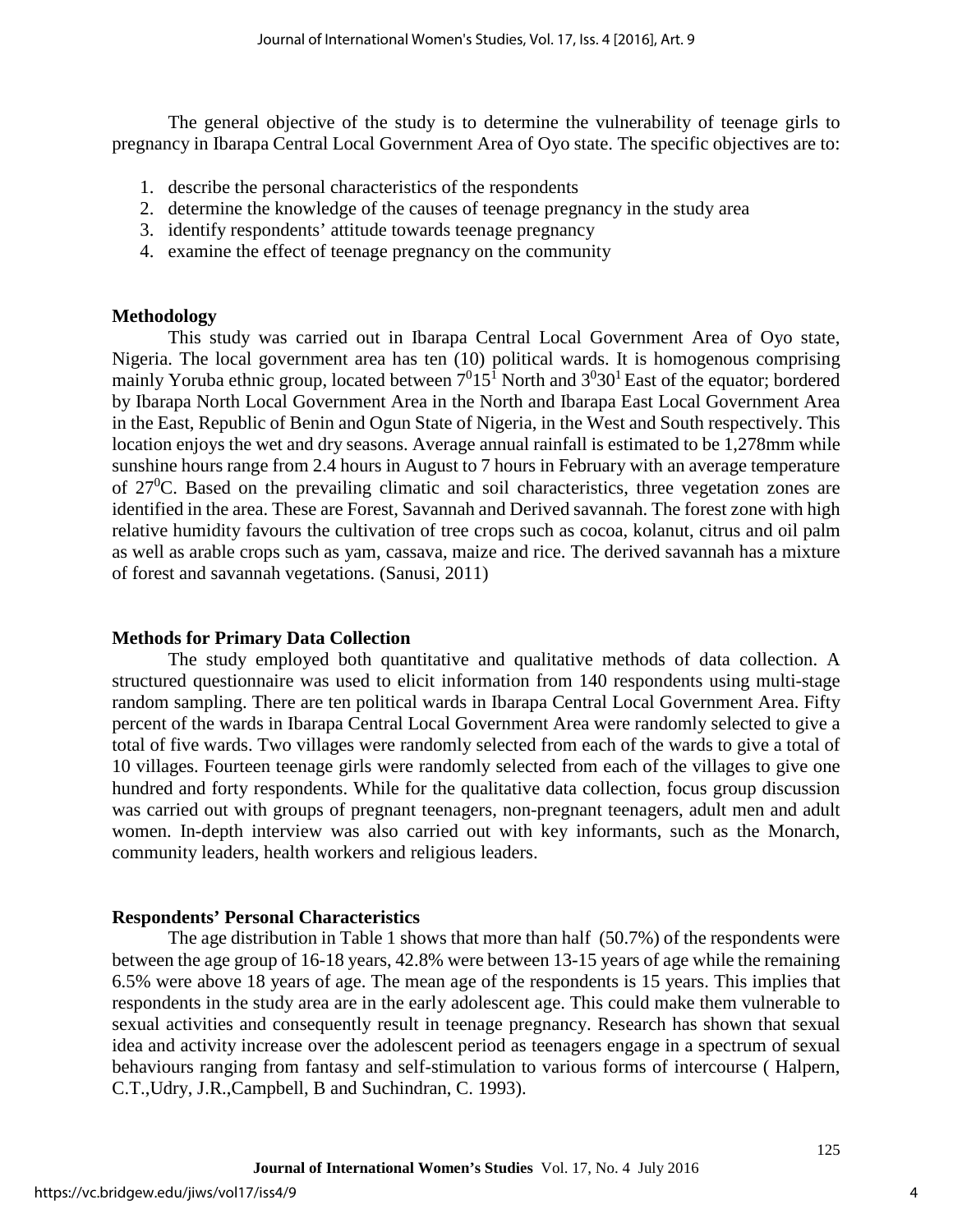The general objective of the study is to determine the vulnerability of teenage girls to pregnancy in Ibarapa Central Local Government Area of Oyo state. The specific objectives are to:

1. describe the personal characteristics of the respondents
2. determine the knowledge of the causes of teenage pregnancy in the study area
3. identify respondents' attitude towards teenage pregnancy
4. examine the effect of teenage pregnancy on the community

**Methodology**

This study was carried out in Ibarapa Central Local Government Area of Oyo state, Nigeria. The local government area has ten (10) political wards. It is homogenous comprising mainly Yoruba ethnic group, located between $7^0 15^1$ North and $3^0 30^1$ East of the equator; bordered by Ibarapa North Local Government Area in the North and Ibarapa East Local Government Area in the East, Republic of Benin and Ogun State of Nigeria, in the West and South respectively. This location enjoys the wet and dry seasons. Average annual rainfall is estimated to be 1,278mm while sunshine hours range from 2.4 hours in August to 7 hours in February with an average temperature of $27^0$C. Based on the prevailing climatic and soil characteristics, three vegetation zones are identified in the area. These are Forest, Savannah and Derived savannah. The forest zone with high relative humidity favours the cultivation of tree crops such as cocoa, kolanut, citrus and oil palm as well as arable crops such as yam, cassava, maize and rice. The derived savannah has a mixture of forest and savannah vegetations. (Sanusi, 2011)

**Methods for Primary Data Collection**

The study employed both quantitative and qualitative methods of data collection. A structured questionnaire was used to elicit information from 140 respondents using multi-stage random sampling. There are ten political wards in Ibarapa Central Local Government Area. Fifty percent of the wards in Ibarapa Central Local Government Area were randomly selected to give a total of five wards. Two villages were randomly selected from each of the wards to give a total of 10 villages. Fourteen teenage girls were randomly selected from each of the villages to give one hundred and forty respondents. While for the qualitative data collection, focus group discussion was carried out with groups of pregnant teenagers, non-pregnant teenagers, adult men and adult women. In-depth interview was also carried out with key informants, such as the Monarch, community leaders, health workers and religious leaders.

**Respondents' Personal Characteristics**

The age distribution in Table 1 shows that more than half (50.7%) of the respondents were between the age group of 16-18 years, 42.8% were between 13-15 years of age while the remaining 6.5% were above 18 years of age. The mean age of the respondents is 15 years. This implies that respondents in the study area are in the early adolescent age. This could make them vulnerable to sexual activities and consequently result in teenage pregnancy. Research has shown that sexual idea and activity increase over the adolescent period as teenagers engage in a spectrum of sexual behaviours ranging from fantasy and self-stimulation to various forms of intercourse ( Halpern, C.T.,Udry, J.R.,Campbell, B and Suchindran, C. 1993).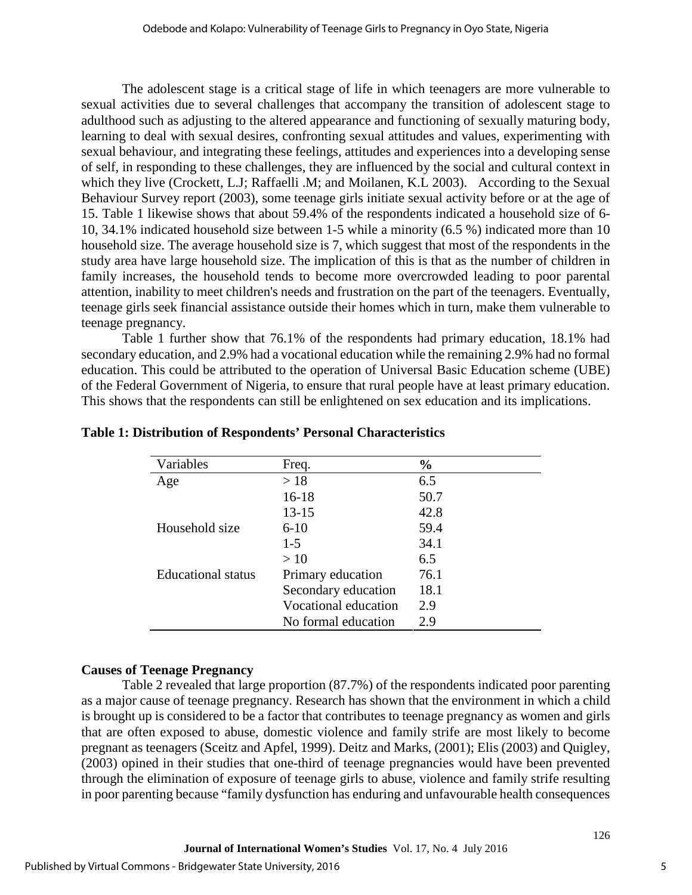The adolescent stage is a critical stage of life in which teenagers are more vulnerable to sexual activities due to several challenges that accompany the transition of adolescent stage to adulthood such as adjusting to the altered appearance and functioning of sexually maturing body, learning to deal with sexual desires, confronting sexual attitudes and values, experimenting with sexual behaviour, and integrating these feelings, attitudes and experiences into a developing sense of self, in responding to these challenges, they are influenced by the social and cultural context in which they live (Crockett, L.J; Raffaelli .M; and Moilanen, K.L 2003). According to the Sexual Behaviour Survey report (2003), some teenage girls initiate sexual activity before or at the age of 15. Table 1 likewise shows that about 59.4% of the respondents indicated a household size of 6-10, 34.1% indicated household size between 1-5 while a minority (6.5 %) indicated more than 10 household size. The average household size is 7, which suggest that most of the respondents in the study area have large household size. The implication of this is that as the number of children in family increases, the household tends to become more overcrowded leading to poor parental attention, inability to meet children's needs and frustration on the part of the teenagers. Eventually, teenage girls seek financial assistance outside their homes which in turn, make them vulnerable to teenage pregnancy.

Table 1 further show that 76.1% of the respondents had primary education, 18.1% had secondary education, and 2.9% had a vocational education while the remaining 2.9% had no formal education. This could be attributed to the operation of Universal Basic Education scheme (UBE) of the Federal Government of Nigeria, to ensure that rural people have at least primary education. This shows that the respondents can still be enlightened on sex education and its implications.

**Table 1: Distribution of Respondents' Personal Characteristics**

| Variables | Freq. | % |
|---|---|---|
| Age | > 18 | 6.5 |
| | 16-18 | 50.7 |
| | 13-15 | 42.8 |
| Household size | 6-10 | 59.4 |
| | 1-5 | 34.1 |
| | > 10 | 6.5 |
| Educational status | Primary education | 76.1 |
| | Secondary education | 18.1 |
| | Vocational education | 2.9 |
| | No formal education | 2.9 |

**Causes of Teenage Pregnancy**

Table 2 revealed that large proportion (87.7%) of the respondents indicated poor parenting as a major cause of teenage pregnancy. Research has shown that the environment in which a child is brought up is considered to be a factor that contributes to teenage pregnancy as women and girls that are often exposed to abuse, domestic violence and family strife are most likely to become pregnant as teenagers (Sceitz and Apfel, 1999). Deitz and Marks, (2001); Elis (2003) and Quigley, (2003) opined in their studies that one-third of teenage pregnancies would have been prevented through the elimination of exposure of teenage girls to abuse, violence and family strife resulting in poor parenting because "family dysfunction has enduring and unfavourable health consequences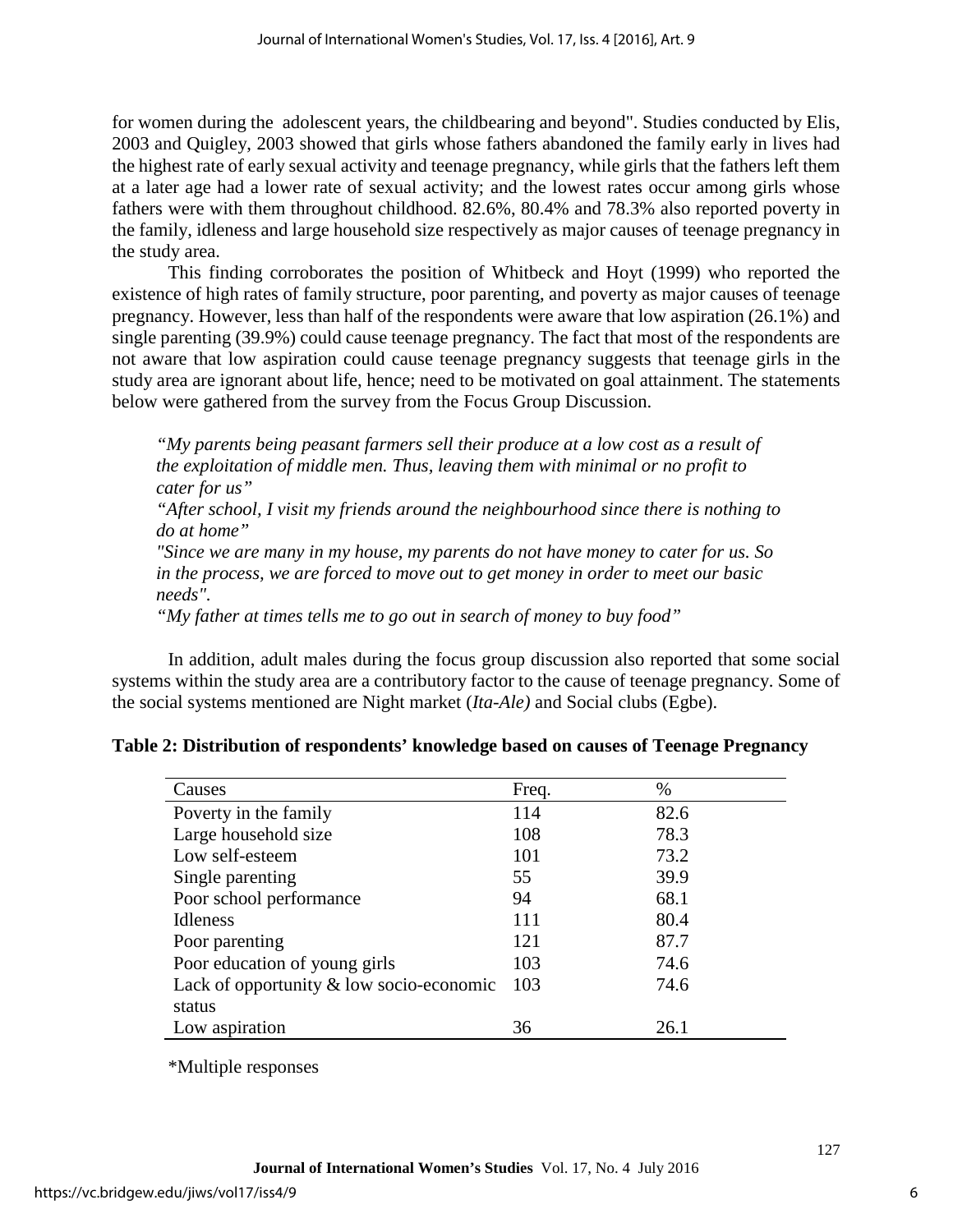for women during the adolescent years, the childbearing and beyond". Studies conducted by Elis, 2003 and Quigley, 2003 showed that girls whose fathers abandoned the family early in lives had the highest rate of early sexual activity and teenage pregnancy, while girls that the fathers left them at a later age had a lower rate of sexual activity; and the lowest rates occur among girls whose fathers were with them throughout childhood. 82.6%, 80.4% and 78.3% also reported poverty in the family, idleness and large household size respectively as major causes of teenage pregnancy in the study area.

This finding corroborates the position of Whitbeck and Hoyt (1999) who reported the existence of high rates of family structure, poor parenting, and poverty as major causes of teenage pregnancy. However, less than half of the respondents were aware that low aspiration (26.1%) and single parenting (39.9%) could cause teenage pregnancy. The fact that most of the respondents are not aware that low aspiration could cause teenage pregnancy suggests that teenage girls in the study area are ignorant about life, hence; need to be motivated on goal attainment. The statements below were gathered from the survey from the Focus Group Discussion.

> *"My parents being peasant farmers sell their produce at a low cost as a result of the exploitation of middle men. Thus, leaving them with minimal or no profit to cater for us"*
>
> *"After school, I visit my friends around the neighbourhood since there is nothing to do at home"*
>
> *"Since we are many in my house, my parents do not have money to cater for us. So in the process, we are forced to move out to get money in order to meet our basic needs".*
>
> *"My father at times tells me to go out in search of money to buy food"*

In addition, adult males during the focus group discussion also reported that some social systems within the study area are a contributory factor to the cause of teenage pregnancy. Some of the social systems mentioned are Night market (*Ita-Ale)* and Social clubs (Egbe).

**Table 2: Distribution of respondents' knowledge based on causes of Teenage Pregnancy**

| Causes | Freq. | % |
|---|---|---|
| Poverty in the family | 114 | 82.6 |
| Large household size | 108 | 78.3 |
| Low self-esteem | 101 | 73.2 |
| Single parenting | 55 | 39.9 |
| Poor school performance | 94 | 68.1 |
| Idleness | 111 | 80.4 |
| Poor parenting | 121 | 87.7 |
| Poor education of young girls | 103 | 74.6 |
| Lack of opportunity & low socio-economic status | 103 | 74.6 |
| Low aspiration | 36 | 26.1 |

*Multiple responses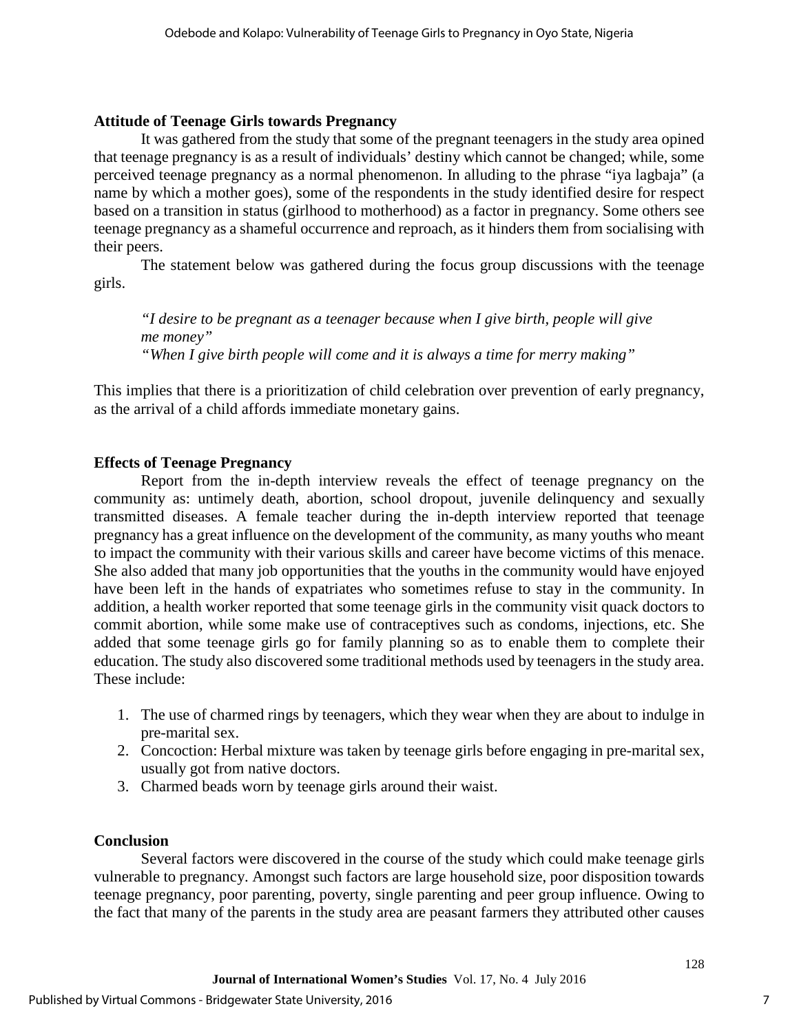### Attitude of Teenage Girls towards Pregnancy

It was gathered from the study that some of the pregnant teenagers in the study area opined that teenage pregnancy is as a result of individuals' destiny which cannot be changed; while, some perceived teenage pregnancy as a normal phenomenon. In alluding to the phrase "iya lagbaja" (a name by which a mother goes), some of the respondents in the study identified desire for respect based on a transition in status (girlhood to motherhood) as a factor in pregnancy. Some others see teenage pregnancy as a shameful occurrence and reproach, as it hinders them from socialising with their peers.

The statement below was gathered during the focus group discussions with the teenage girls.

> *"I desire to be pregnant as a teenager because when I give birth, people will give me money"*
> *"When I give birth people will come and it is always a time for merry making"*

This implies that there is a prioritization of child celebration over prevention of early pregnancy, as the arrival of a child affords immediate monetary gains.

### Effects of Teenage Pregnancy

Report from the in-depth interview reveals the effect of teenage pregnancy on the community as: untimely death, abortion, school dropout, juvenile delinquency and sexually transmitted diseases. A female teacher during the in-depth interview reported that teenage pregnancy has a great influence on the development of the community, as many youths who meant to impact the community with their various skills and career have become victims of this menace. She also added that many job opportunities that the youths in the community would have enjoyed have been left in the hands of expatriates who sometimes refuse to stay in the community. In addition, a health worker reported that some teenage girls in the community visit quack doctors to commit abortion, while some make use of contraceptives such as condoms, injections, etc. She added that some teenage girls go for family planning so as to enable them to complete their education. The study also discovered some traditional methods used by teenagers in the study area. These include:

1. The use of charmed rings by teenagers, which they wear when they are about to indulge in pre-marital sex.
2. Concoction: Herbal mixture was taken by teenage girls before engaging in pre-marital sex, usually got from native doctors.
3. Charmed beads worn by teenage girls around their waist.

### Conclusion

Several factors were discovered in the course of the study which could make teenage girls vulnerable to pregnancy. Amongst such factors are large household size, poor disposition towards teenage pregnancy, poor parenting, poverty, single parenting and peer group influence. Owing to the fact that many of the parents in the study area are peasant farmers they attributed other causes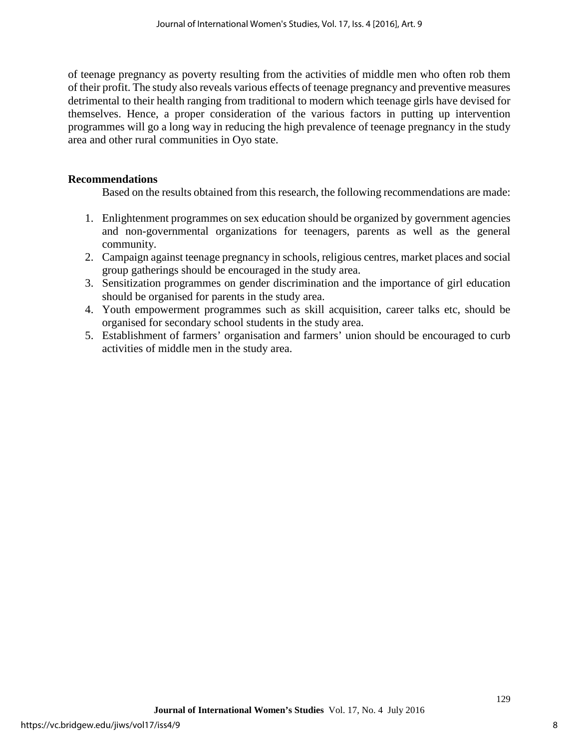of teenage pregnancy as poverty resulting from the activities of middle men who often rob them of their profit. The study also reveals various effects of teenage pregnancy and preventive measures detrimental to their health ranging from traditional to modern which teenage girls have devised for themselves. Hence, a proper consideration of the various factors in putting up intervention programmes will go a long way in reducing the high prevalence of teenage pregnancy in the study area and other rural communities in Oyo state.

## Recommendations

Based on the results obtained from this research, the following recommendations are made:

1. Enlightenment programmes on sex education should be organized by government agencies and non-governmental organizations for teenagers, parents as well as the general community.
2. Campaign against teenage pregnancy in schools, religious centres, market places and social group gatherings should be encouraged in the study area.
3. Sensitization programmes on gender discrimination and the importance of girl education should be organised for parents in the study area.
4. Youth empowerment programmes such as skill acquisition, career talks etc, should be organised for secondary school students in the study area.
5. Establishment of farmers' organisation and farmers' union should be encouraged to curb activities of middle men in the study area.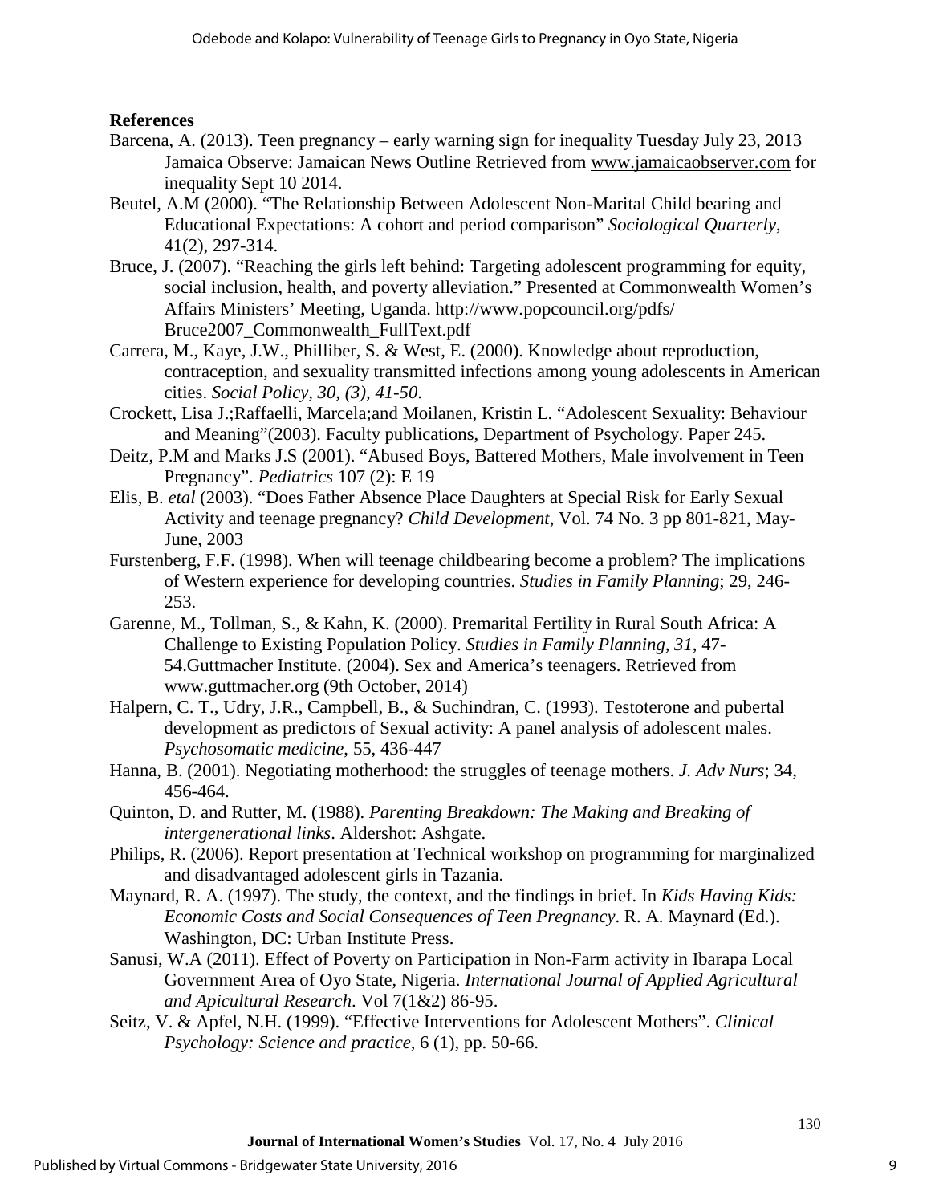**References**

Barcena, A. (2013). Teen pregnancy – early warning sign for inequality Tuesday July 23, 2013 Jamaica Observe: Jamaican News Outline Retrieved from www.jamaicaobserver.com for inequality Sept 10 2014.

Beutel, A.M (2000). "The Relationship Between Adolescent Non-Marital Child bearing and Educational Expectations: A cohort and period comparison" *Sociological Quarterly*, 41(2), 297-314.

Bruce, J. (2007). "Reaching the girls left behind: Targeting adolescent programming for equity, social inclusion, health, and poverty alleviation." Presented at Commonwealth Women's Affairs Ministers' Meeting, Uganda. http://www.popcouncil.org/pdfs/ Bruce2007_Commonwealth_FullText.pdf

Carrera, M., Kaye, J.W., Philliber, S. & West, E. (2000). Knowledge about reproduction, contraception, and sexuality transmitted infections among young adolescents in American cities. *Social Policy, 30, (3), 41-50*.

Crockett, Lisa J.;Raffaelli, Marcela;and Moilanen, Kristin L. "Adolescent Sexuality: Behaviour and Meaning"(2003). Faculty publications, Department of Psychology. Paper 245.

Deitz, P.M and Marks J.S (2001). "Abused Boys, Battered Mothers, Male involvement in Teen Pregnancy". *Pediatrics* 107 (2): E 19

Elis, B. *etal* (2003). "Does Father Absence Place Daughters at Special Risk for Early Sexual Activity and teenage pregnancy? *Child Development*, Vol. 74 No. 3 pp 801-821, May-June, 2003

Furstenberg, F.F. (1998). When will teenage childbearing become a problem? The implications of Western experience for developing countries. *Studies in Family Planning*; 29, 246-253.

Garenne, M., Tollman, S., & Kahn, K. (2000). Premarital Fertility in Rural South Africa: A Challenge to Existing Population Policy. *Studies in Family Planning, 31*, 47-54.Guttmacher Institute. (2004). Sex and America's teenagers. Retrieved from www.guttmacher.org (9th October, 2014)

Halpern, C. T., Udry, J.R., Campbell, B., & Suchindran, C. (1993). Testoterone and pubertal development as predictors of Sexual activity: A panel analysis of adolescent males. *Psychosomatic medicine*, 55, 436-447

Hanna, B. (2001). Negotiating motherhood: the struggles of teenage mothers. *J. Adv Nurs*; 34, 456-464.

Quinton, D. and Rutter, M. (1988). *Parenting Breakdown: The Making and Breaking of intergenerational links*. Aldershot: Ashgate.

Philips, R. (2006). Report presentation at Technical workshop on programming for marginalized and disadvantaged adolescent girls in Tazania.

Maynard, R. A. (1997). The study, the context, and the findings in brief. In *Kids Having Kids: Economic Costs and Social Consequences of Teen Pregnancy*. R. A. Maynard (Ed.). Washington, DC: Urban Institute Press.

Sanusi, W.A (2011). Effect of Poverty on Participation in Non-Farm activity in Ibarapa Local Government Area of Oyo State, Nigeria. *International Journal of Applied Agricultural and Apicultural Research*. Vol 7(1&2) 86-95.

Seitz, V. & Apfel, N.H. (1999). "Effective Interventions for Adolescent Mothers". *Clinical Psychology: Science and practice*, 6 (1), pp. 50-66.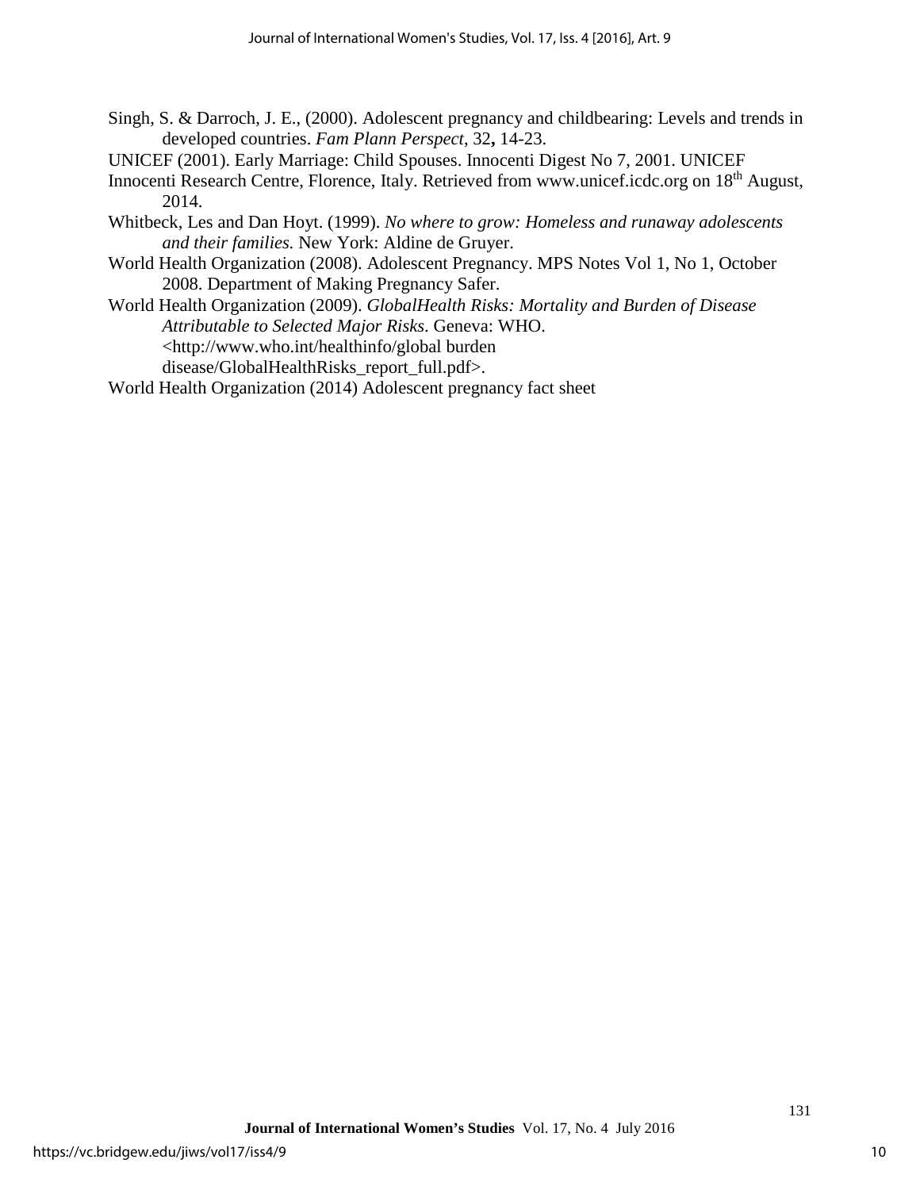Singh, S. & Darroch, J. E., (2000). Adolescent pregnancy and childbearing: Levels and trends in developed countries. *Fam Plann Perspect*, 32**,** 14-23.

UNICEF (2001). Early Marriage: Child Spouses. Innocenti Digest No 7, 2001. UNICEF

Innocenti Research Centre, Florence, Italy. Retrieved from www.unicef.icdc.org on 18th August, 2014.

Whitbeck, Les and Dan Hoyt. (1999). *No where to grow: Homeless and runaway adolescents and their families*. New York: Aldine de Gruyer.

World Health Organization (2008). Adolescent Pregnancy. MPS Notes Vol 1, No 1, October 2008. Department of Making Pregnancy Safer.

World Health Organization (2009). *GlobalHealth Risks: Mortality and Burden of Disease Attributable to Selected Major Risks*. Geneva: WHO. <http://www.who.int/healthinfo/global burden disease/GlobalHealthRisks_report_full.pdf>.

World Health Organization (2014) Adolescent pregnancy fact sheet